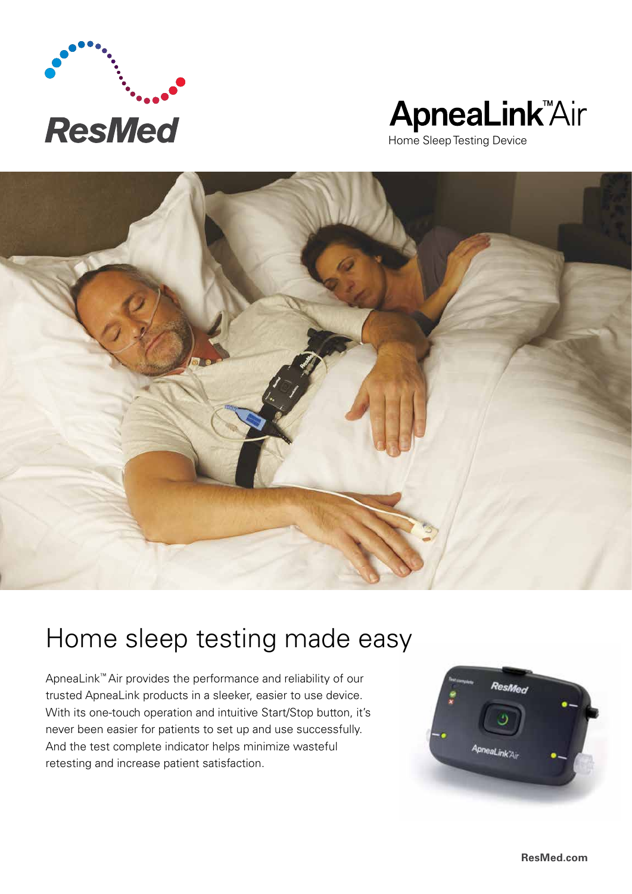ResMed

# ApneaLink™ Air

Home Sleep Testing Device

## Home sleep testing made easy

ApneaLink™ Air provides the performance and reliability of our trusted ApneaLink products in a sleeker, easier to use device. With its one-touch operation and intuitive Start/Stop button, it's never been easier for patients to set up and use successfully. And the test complete indicator helps minimize wasteful retesting and increase patient satisfaction.

**ResMed.com**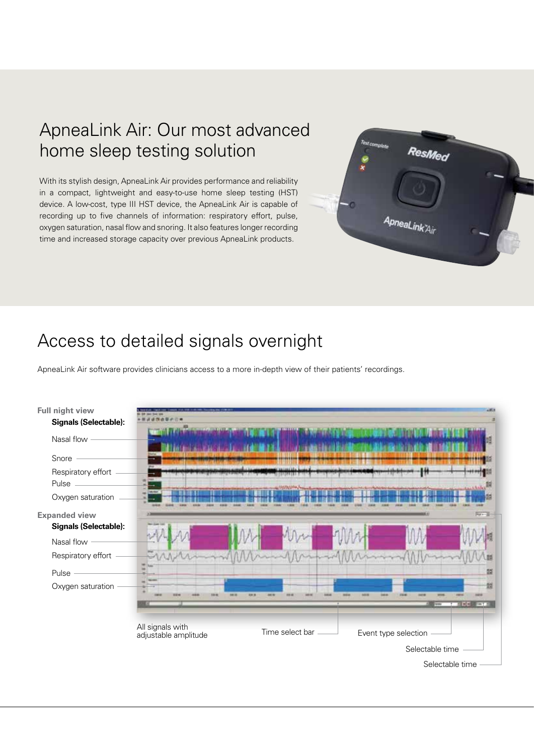## ApneaLink Air: Our most advanced home sleep testing solution

With its stylish design, ApneaLink Air provides performance and reliability in a compact, lightweight and easy-to-use home sleep testing (HST) device. A low-cost, type III HST device, the ApneaLink Air is capable of recording up to five channels of information: respiratory effort, pulse, oxygen saturation, nasal flow and snoring. It also features longer recording time and increased storage capacity over previous ApneaLink products.

## Access to detailed signals overnight

ApneaLink Air software provides clinicians access to a more in-depth view of their patients' recordings.

**Full night view**

**Signals (Selectable):**

- Nasal flow
- Snore
- Respiratory effort
- Pulse
- Oxygen saturation

**Expanded view**

**Signals (Selectable):**

- Nasal flow
- Respiratory effort
- Pulse
- Oxygen saturation

All signals with adjustable amplitude

Time select bar

Event type selection

Selectable time

Selectable time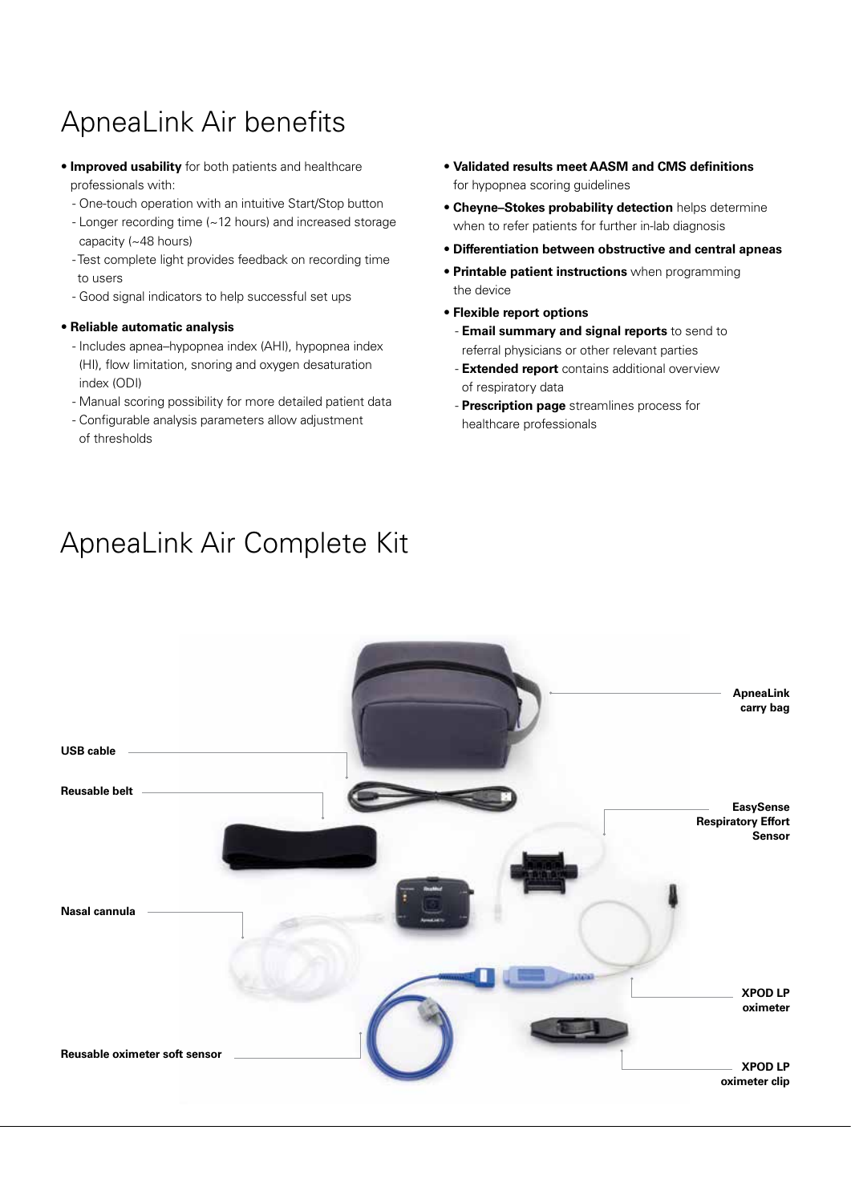# ApneaLink Air benefits

- **Improved usability** for both patients and healthcare professionals with:
  - One-touch operation with an intuitive Start/Stop button
  - Longer recording time (~12 hours) and increased storage capacity (~48 hours)
  - Test complete light provides feedback on recording time to users
  - Good signal indicators to help successful set ups
- **Reliable automatic analysis**
  - Includes apnea–hypopnea index (AHI), hypopnea index (HI), flow limitation, snoring and oxygen desaturation index (ODI)
  - Manual scoring possibility for more detailed patient data
  - Configurable analysis parameters allow adjustment of thresholds
- **Validated results meet AASM and CMS definitions** for hypopnea scoring guidelines
- **Cheyne–Stokes probability detection** helps determine when to refer patients for further in-lab diagnosis
- **Differentiation between obstructive and central apneas**
- **Printable patient instructions** when programming the device
- **Flexible report options**
  - **Email summary and signal reports** to send to referral physicians or other relevant parties
  - **Extended report** contains additional overview of respiratory data
  - **Prescription page** streamlines process for healthcare professionals

# ApneaLink Air Complete Kit

**ApneaLink carry bag**

**USB cable**

**Reusable belt**

**EasySense Respiratory Effort Sensor**

**Nasal cannula**

**XPOD LP oximeter**

**Reusable oximeter soft sensor**

**XPOD LP oximeter clip**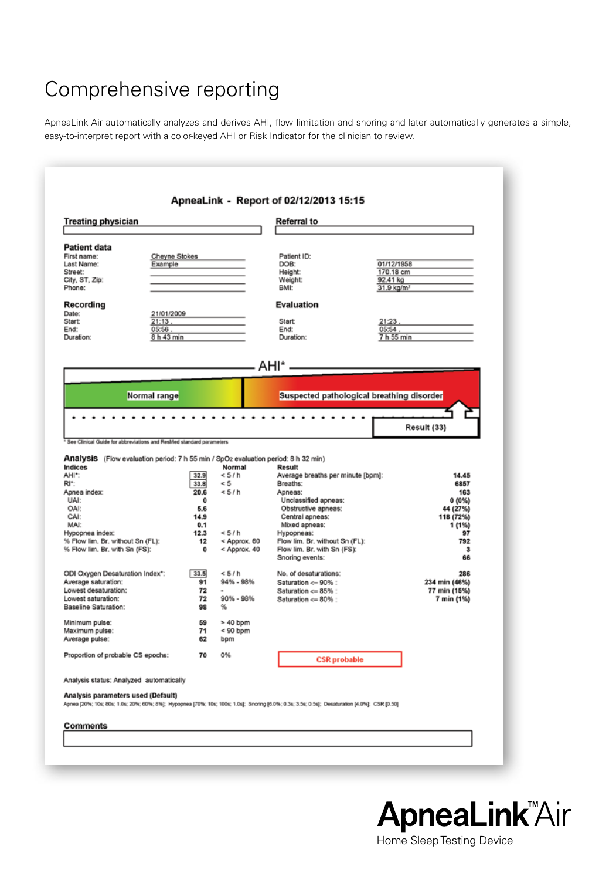# Comprehensive reporting

ApneaLink Air automatically analyzes and derives AHI, flow limitation and snoring and later automatically generates a simple, easy-to-interpret report with a color-keyed AHI or Risk Indicator for the clinician to review.

## ApneaLink - Report of 02/12/2013 15:15

**Treating physician** | **Referral to**

### Patient data

| | | | |
|---|---|---|---|
| First name: | Cheyne Stokes | Patient ID: | |
| Last Name: | Example | DOB: | 01/12/1958 |
| Street: | | Height: | 170.18 cm |
| City, ST, Zip: | | Weight: | 92.41 kg |
| Phone: | | BMI: | 31.9 kg/m² |

### Recording / Evaluation

| Recording | | Evaluation | |
|---|---|---|---|
| Date: | 21/01/2009 | | |
| Start: | 21:13 | Start: | 21:23 |
| End: | 05:56 | End: | 05:54 |
| Duration: | 8 h 43 min | Duration: | 7 h 55 min |

**AHI***

Normal range | Suspected pathological breathing disorder

Result (33)

\* See Clinical Guide for abbreviations and ResMed standard parameters

### Analysis (Flow evaluation period: 7 h 55 min / SpO2 evaluation period: 8 h 32 min)

| Indices | | Normal | Result | |
|---|---|---|---|---|
| AHI*: | 32.9 | < 5 / h | Average breaths per minute [bpm]: | 14.45 |
| RI*: | 33.8 | < 5 | Breaths: | 6857 |
| Apnea index: | 20.6 | < 5 / h | Apneas: | 163 |
| UAI: | 0 | | Unclassified apneas: | 0 (0%) |
| OAI: | 5.6 | | Obstructive apneas: | 44 (27%) |
| CAI: | 14.9 | | Central apneas: | 118 (72%) |
| MAI: | 0.1 | | Mixed apneas: | 1 (1%) |
| Hypopnea index: | 12.3 | < 5 / h | Hypopneas: | 97 |
| % Flow lim. Br. without Sn (FL): | 12 | < Approx. 60 | Flow lim. Br. without Sn (FL): | 792 |
| % Flow lim. Br. with Sn (FS): | 0 | < Approx. 40 | Flow lim. Br. with Sn (FS): | 3 |
| | | | Snoring events: | 66 |
| ODI Oxygen Desaturation Index*: | 33.5 | < 5 / h | No. of desaturations: | 286 |
| Average saturation: | 91 | 94% - 98% | Saturation <= 90% : | 234 min (46%) |
| Lowest desaturation: | 72 | - | Saturation <= 85% : | 77 min (15%) |
| Lowest saturation: | 72 | 90% - 98% | Saturation <= 80% : | 7 min (1%) |
| Baseline Saturation: | 98 | % | | |
| Minimum pulse: | 59 | > 40 bpm | | |
| Maximum pulse: | 71 | < 90 bpm | | |
| Average pulse: | 62 | bpm | | |
| Proportion of probable CS epochs: | 70 | 0% | CSR probable | |

Analysis status: Analyzed automatically

**Analysis parameters used (Default)**

Apnea [20%; 10s; 80s; 1.0s; 20%; 60%; 8%]; Hypopnea [70%; 10s; 100s; 1.0s]; Snoring [6.0%; 0.3s; 3.5s; 0.5s]; Desaturation [4.0%]; CSR [0.50]

**Comments**

ApneaLink™ Air

Home Sleep Testing Device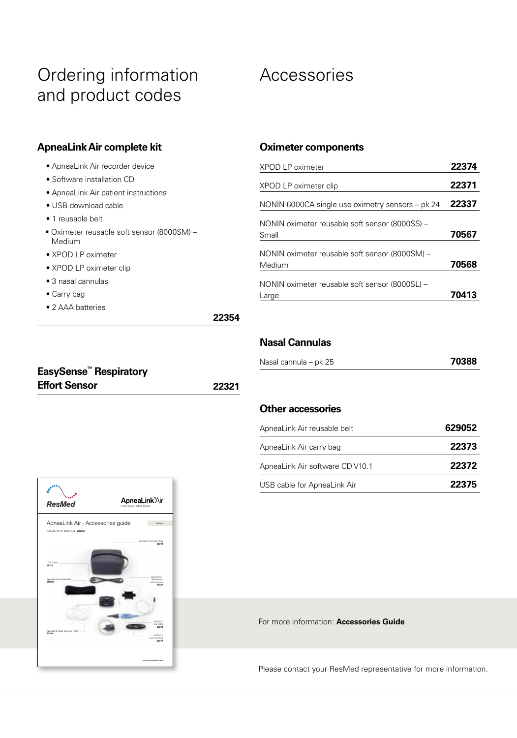# Ordering information and product codes

## ApneaLink Air complete kit

- ApneaLink Air recorder device
- Software installation CD
- ApneaLink Air patient instructions
- USB download cable
- 1 reusable belt
- Oximeter reusable soft sensor (8000SM) – Medium
- XPOD LP oximeter
- XPOD LP oximeter clip
- 3 nasal cannulas
- Carry bag
- 2 AAA batteries

**22354**

## EasySense™ Respiratory Effort Sensor

**22321**

# Accessories

## Oximeter components

| | |
|---|---|
| XPOD LP oximeter | **22374** |
| XPOD LP oximeter clip | **22371** |
| NONIN 6000CA single use oximetry sensors – pk 24 | **22337** |
| NONIN oximeter reusable soft sensor (8000SS) – Small | **70567** |
| NONIN oximeter reusable soft sensor (8000SM) – Medium | **70568** |
| NONIN oximeter reusable soft sensor (8000SL) – Large | **70413** |

## Nasal Cannulas

| | |
|---|---|
| Nasal cannula – pk 25 | **70388** |

## Other accessories

| | |
|---|---|
| ApneaLink Air reusable belt | **629052** |
| ApneaLink Air carry bag | **22373** |
| ApneaLink Air software CD V10.1 | **22372** |
| USB cable for ApneaLink Air | **22375** |

For more information: **Accessories Guide**

Please contact your ResMed representative for more information.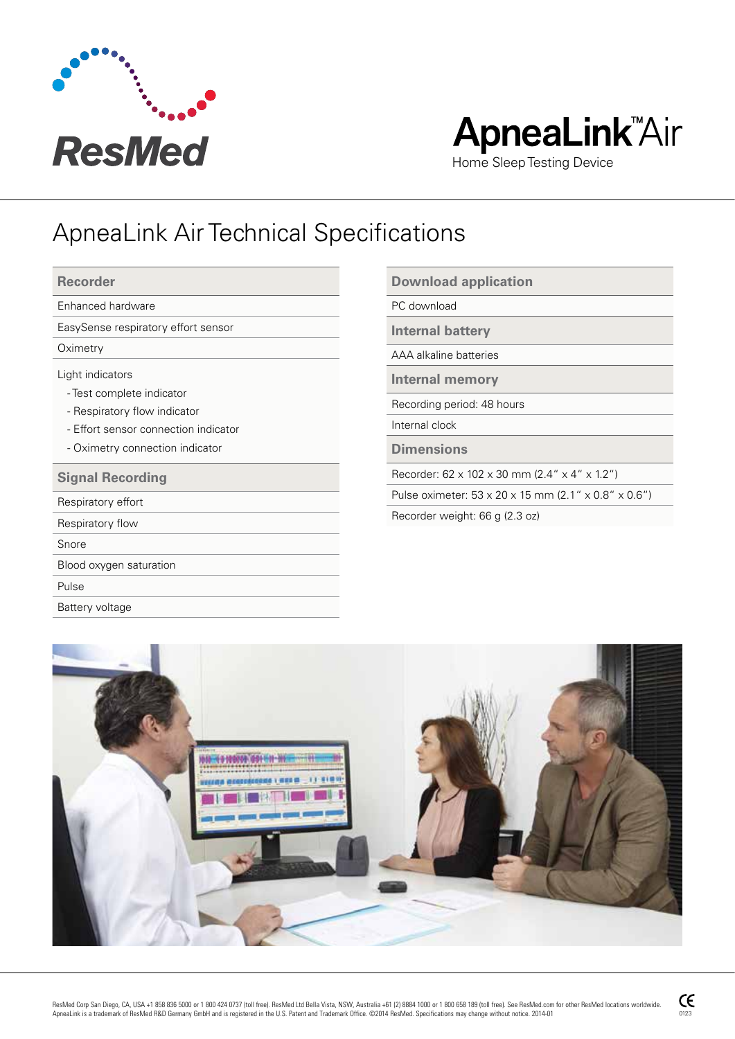ResMed

# ApneaLink™ Air

Home Sleep Testing Device

## ApneaLink Air Technical Specifications

### Recorder

- Enhanced hardware
- EasySense respiratory effort sensor
- Oximetry
- Light indicators
  - Test complete indicator
  - Respiratory flow indicator
  - Effort sensor connection indicator
  - Oximetry connection indicator

### Signal Recording

- Respiratory effort
- Respiratory flow
- Snore
- Blood oxygen saturation
- Pulse
- Battery voltage

### Download application

- PC download

### Internal battery

- AAA alkaline batteries

### Internal memory

- Recording period: 48 hours
- Internal clock

### Dimensions

- Recorder: 62 x 102 x 30 mm (2.4" x 4" x 1.2")
- Pulse oximeter: 53 x 20 x 15 mm (2.1" x 0.8" x 0.6")
- Recorder weight: 66 g (2.3 oz)

ResMed Corp San Diego, CA, USA +1 858 836 5000 or 1 800 424 0737 (toll free). ResMed Ltd Bella Vista, NSW, Australia +61 (2) 8884 1000 or 1 800 658 189 (toll free). See ResMed.com for other ResMed locations worldwide. ApneaLink is a trademark of ResMed R&D Germany GmbH and is registered in the U.S. Patent and Trademark Office. ©2014 ResMed. Specifications may change without notice. 2014-01

CE 0123